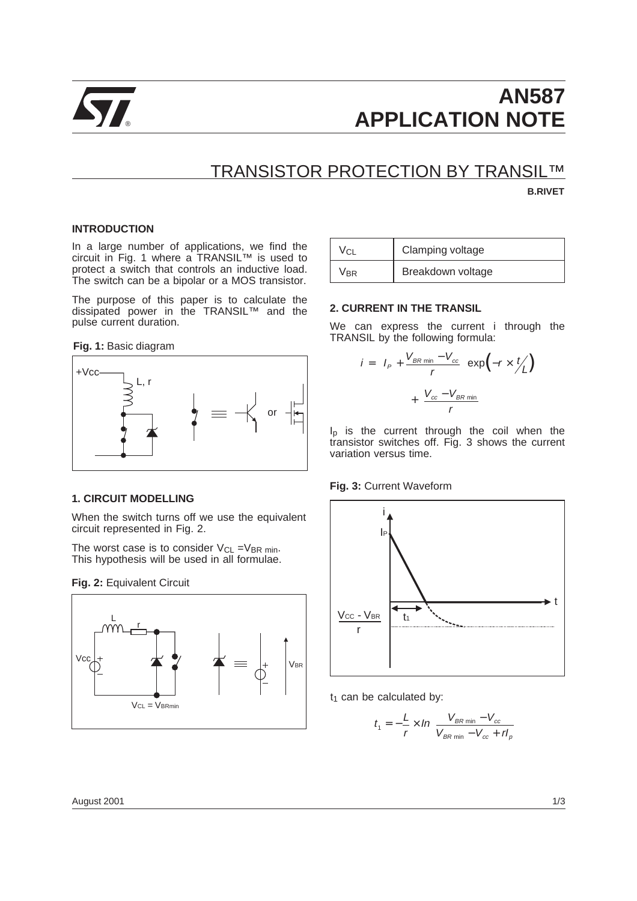# AN587 APPLICATION NOTE

## TRANSISTOR PROTECTION BY TRANSIL™

**B.RIVET**

### INTRODUCTION

In a large number of applications, we find the circuit in Fig. 1 where a TRANSIL™ is used to protect a switch that controls an inductive load. The switch can be a bipolar or a MOS transistor.

The purpose of this paper is to calculate the dissipated power in the TRANSIL™ and the pulse current duration.

**Fig. 1:** Basic diagram

### 1. CIRCUIT MODELLING

When the switch turns off we use the equivalent circuit represented in Fig. 2.

The worst case is to consider $V_{CL} = V_{BR\ min}$. This hypothesis will be used in all formulae.

**Fig. 2:** Equivalent Circuit

| | |
|---|---|
| $V_{CL}$ | Clamping voltage |
| $V_{BR}$ | Breakdown voltage |

### 2. CURRENT IN THE TRANSIL

We can express the current i through the TRANSIL by the following formula:

$$i = \left( I_P + \frac{V_{BR\min} - V_{cc}}{r} \right) \exp\left(-r \times \frac{t}{L}\right) + \frac{V_{cc} - V_{BR\min}}{r}$$

$I_p$ is the current through the coil when the transistor switches off. Fig. 3 shows the current variation versus time.

**Fig. 3:** Current Waveform

$t_1$ can be calculated by:

$$t_1 = -\frac{L}{r} \times \ln \frac{V_{BR\min} - V_{cc}}{V_{BR\min} - V_{cc} + rI_p}$$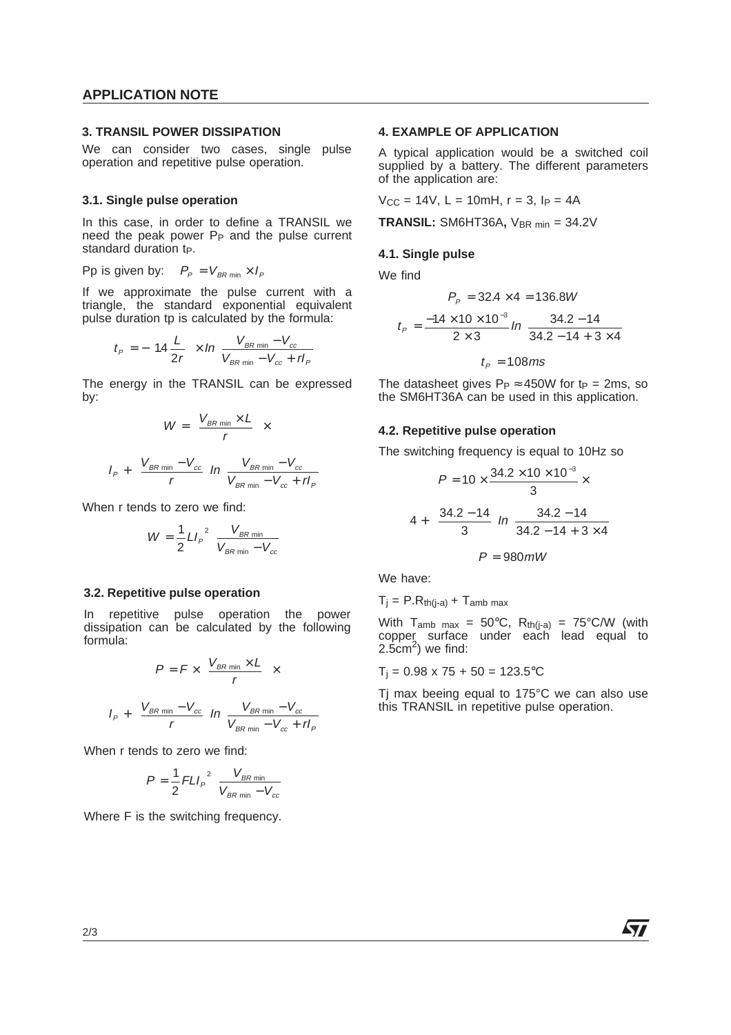## 3. TRANSIL POWER DISSIPATION

We can consider two cases, single pulse operation and repetitive pulse operation.

### 3.1. Single pulse operation

In this case, in order to define a TRANSIL we need the peak power $P_P$ and the pulse current standard duration $t_P$.

Pp is given by: $P_P = V_{BR\,min} \times I_P$

If we approximate the pulse current with a triangle, the standard exponential equivalent pulse duration tp is calculated by the formula:

$$t_P = -1.4 \frac{L}{2r} \times ln\left(\frac{V_{BR\,min} - V_{cc}}{V_{BR\,min} - V_{cc} + rI_P}\right)$$

The energy in the TRANSIL can be expressed by:

$$W = \left(\frac{V_{BR\,min} \times L}{r}\right) \times \left[I_P + \left(\frac{V_{BR\,min} - V_{cc}}{r}\right) ln\left(\frac{V_{BR\,min} - V_{cc}}{V_{BR\,min} - V_{cc} + rI_P}\right)\right]$$

When r tends to zero we find:

$$W = \frac{1}{2} L I_P^{\,2} \left(\frac{V_{BR\,min}}{V_{BR\,min} - V_{cc}}\right)$$

### 3.2. Repetitive pulse operation

In repetitive pulse operation the power dissipation can be calculated by the following formula:

$$P = F \times \left(\frac{V_{BR\,min} \times L}{r}\right) \times \left[I_P + \left(\frac{V_{BR\,min} - V_{cc}}{r}\right) ln\left(\frac{V_{BR\,min} - V_{cc}}{V_{BR\,min} - V_{cc} + rI_P}\right)\right]$$

When r tends to zero we find:

$$P = \frac{1}{2} F L I_P^{\,2} \left(\frac{V_{BR\,min}}{V_{BR\,min} - V_{cc}}\right)$$

Where F is the switching frequency.

## 4. EXAMPLE OF APPLICATION

A typical application would be a switched coil supplied by a battery. The different parameters of the application are:

$V_{CC}$ = 14V, L = 10mH, r = 3, $I_P$ = 4A

**TRANSIL:** SM6HT36A, $V_{BR\,min}$ = 34.2V

### 4.1. Single pulse

We find

$$P_P = 32.4 \times 4 = 136.8W$$

$$t_P = \frac{-1.4 \times 10 \times 10^{-3}}{2 \times 3} ln\left(\frac{34.2 - 14}{34.2 - 14 + 3 \times 4}\right)$$

$$t_P = 1.08ms$$

The datasheet gives $P_P \approx 450W$ for $t_P$ = 2ms, so the SM6HT36A can be used in this application.

### 4.2. Repetitive pulse operation

The switching frequency is equal to 10Hz so

$$P = 10 \times \frac{34.2 \times 10 \times 10^{-3}}{3} \times \left[4 + \left(\frac{34.2 - 14}{3}\right) ln\left(\frac{34.2 - 14}{34.2 - 14 + 3 \times 4}\right)\right]$$

$$P = 980mW$$

We have:

$T_j = P.R_{th(j-a)} + T_{amb\,max}$

With $T_{amb\,max}$ = 50°C, $R_{th(j-a)}$ = 75°C/W (with copper surface under each lead equal to 2.5cm²) we find:

$T_j$ = 0.98 x 75 + 50 = 123.5°C

Tj max beeing equal to 175°C we can also use this TRANSIL in repetitive pulse operation.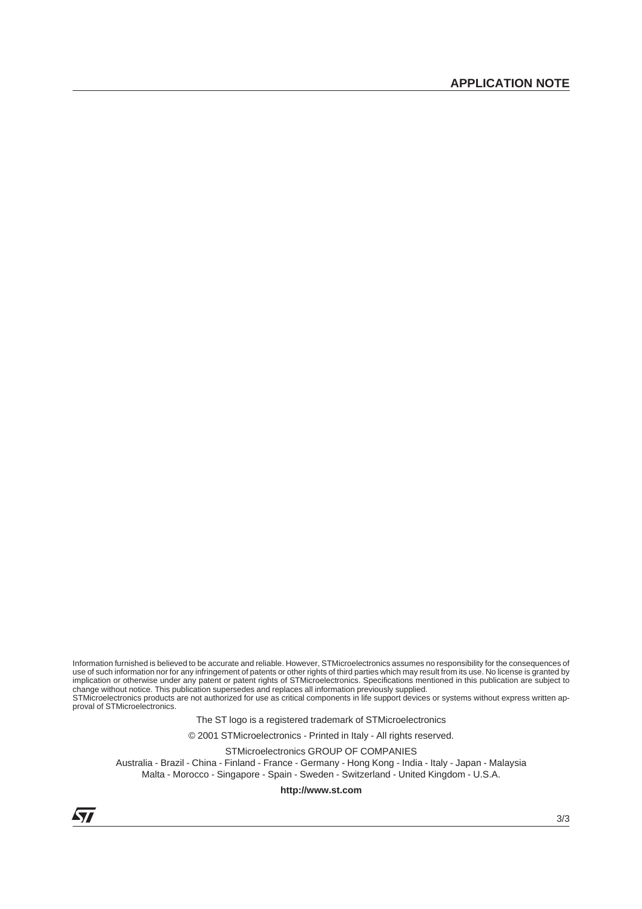Information furnished is believed to be accurate and reliable. However, STMicroelectronics assumes no responsibility for the consequences of use of such information nor for any infringement of patents or other rights of third parties which may result from its use. No license is granted by implication or otherwise under any patent or patent rights of STMicroelectronics. Specifications mentioned in this publication are subject to change without notice. This publication supersedes and replaces all information previously supplied.
STMicroelectronics products are not authorized for use as critical components in life support devices or systems without express written approval of STMicroelectronics.

The ST logo is a registered trademark of STMicroelectronics

© 2001 STMicroelectronics - Printed in Italy - All rights reserved.

STMicroelectronics GROUP OF COMPANIES

Australia - Brazil - China - Finland - France - Germany - Hong Kong - India - Italy - Japan - Malaysia
Malta - Morocco - Singapore - Spain - Sweden - Switzerland - United Kingdom - U.S.A.

**http://www.st.com**